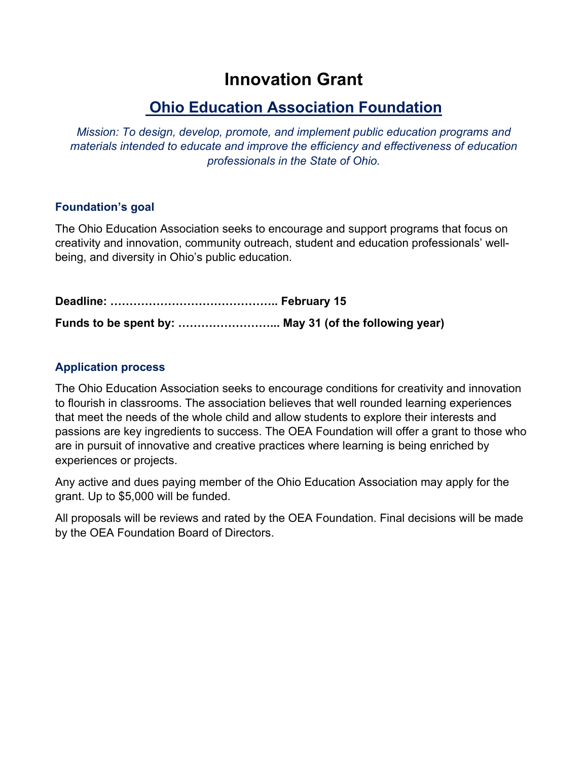# Innovation Grant

## Ohio Education Association Foundation

*Mission: To design, develop, promote, and implement public education programs and materials intended to educate and improve the efficiency and effectiveness of education professionals in the State of Ohio.*

### Foundation's goal

The Ohio Education Association seeks to encourage and support programs that focus on creativity and innovation, community outreach, student and education professionals' well-being, and diversity in Ohio's public education.

**Deadline: …………………………………….. February 15**

**Funds to be spent by: …………………….... May 31 (of the following year)**

### Application process

The Ohio Education Association seeks to encourage conditions for creativity and innovation to flourish in classrooms. The association believes that well rounded learning experiences that meet the needs of the whole child and allow students to explore their interests and passions are key ingredients to success. The OEA Foundation will offer a grant to those who are in pursuit of innovative and creative practices where learning is being enriched by experiences or projects.

Any active and dues paying member of the Ohio Education Association may apply for the grant. Up to $5,000 will be funded.

All proposals will be reviews and rated by the OEA Foundation. Final decisions will be made by the OEA Foundation Board of Directors.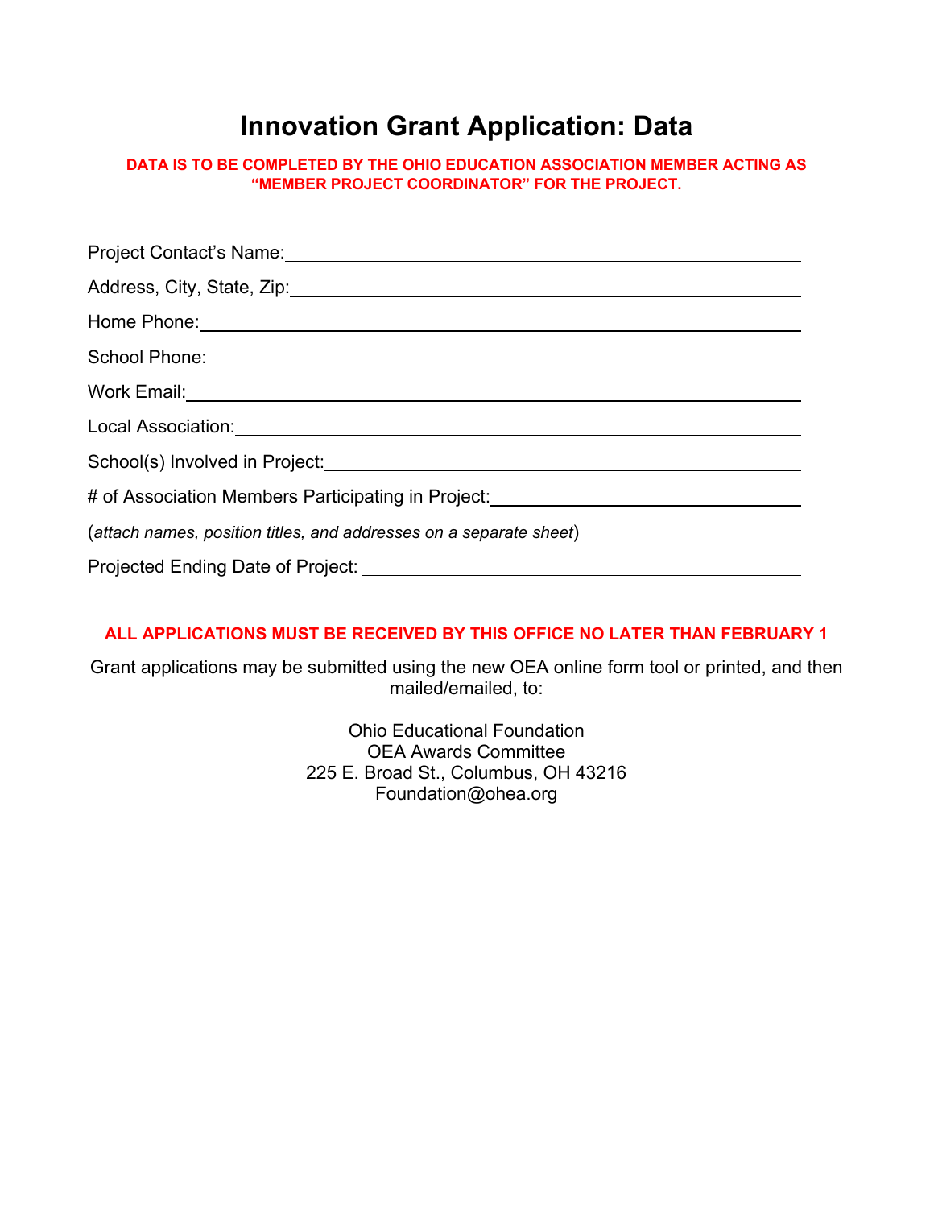# Innovation Grant Application: Data

**DATA IS TO BE COMPLETED BY THE OHIO EDUCATION ASSOCIATION MEMBER ACTING AS "MEMBER PROJECT COORDINATOR" FOR THE PROJECT.**

Project Contact's Name:\_\_\_\_\_\_\_\_\_\_\_\_\_\_\_\_\_\_\_\_\_\_\_\_\_\_\_\_\_\_\_\_\_\_\_\_\_\_\_\_

Address, City, State, Zip:\_\_\_\_\_\_\_\_\_\_\_\_\_\_\_\_\_\_\_\_\_\_\_\_\_\_\_\_\_\_\_\_\_\_\_\_\_\_\_\_

Home Phone:\_\_\_\_\_\_\_\_\_\_\_\_\_\_\_\_\_\_\_\_\_\_\_\_\_\_\_\_\_\_\_\_\_\_\_\_\_\_\_\_

School Phone:\_\_\_\_\_\_\_\_\_\_\_\_\_\_\_\_\_\_\_\_\_\_\_\_\_\_\_\_\_\_\_\_\_\_\_\_\_\_\_\_

Work Email:\_\_\_\_\_\_\_\_\_\_\_\_\_\_\_\_\_\_\_\_\_\_\_\_\_\_\_\_\_\_\_\_\_\_\_\_\_\_\_\_

Local Association:\_\_\_\_\_\_\_\_\_\_\_\_\_\_\_\_\_\_\_\_\_\_\_\_\_\_\_\_\_\_\_\_\_\_\_\_\_\_\_\_

School(s) Involved in Project:\_\_\_\_\_\_\_\_\_\_\_\_\_\_\_\_\_\_\_\_\_\_\_\_\_\_\_\_\_\_\_\_\_\_\_\_\_\_\_\_

# of Association Members Participating in Project:\_\_\_\_\_\_\_\_\_\_\_\_\_\_\_\_\_\_\_\_\_\_\_\_

(*attach names, position titles, and addresses on a separate sheet*)

Projected Ending Date of Project: \_\_\_\_\_\_\_\_\_\_\_\_\_\_\_\_\_\_\_\_\_\_\_\_\_\_\_\_\_\_\_\_\_\_\_\_\_\_\_\_

**ALL APPLICATIONS MUST BE RECEIVED BY THIS OFFICE NO LATER THAN FEBRUARY 1**

Grant applications may be submitted using the new OEA online form tool or printed, and then mailed/emailed, to:

Ohio Educational Foundation
OEA Awards Committee
225 E. Broad St., Columbus, OH 43216
Foundation@ohea.org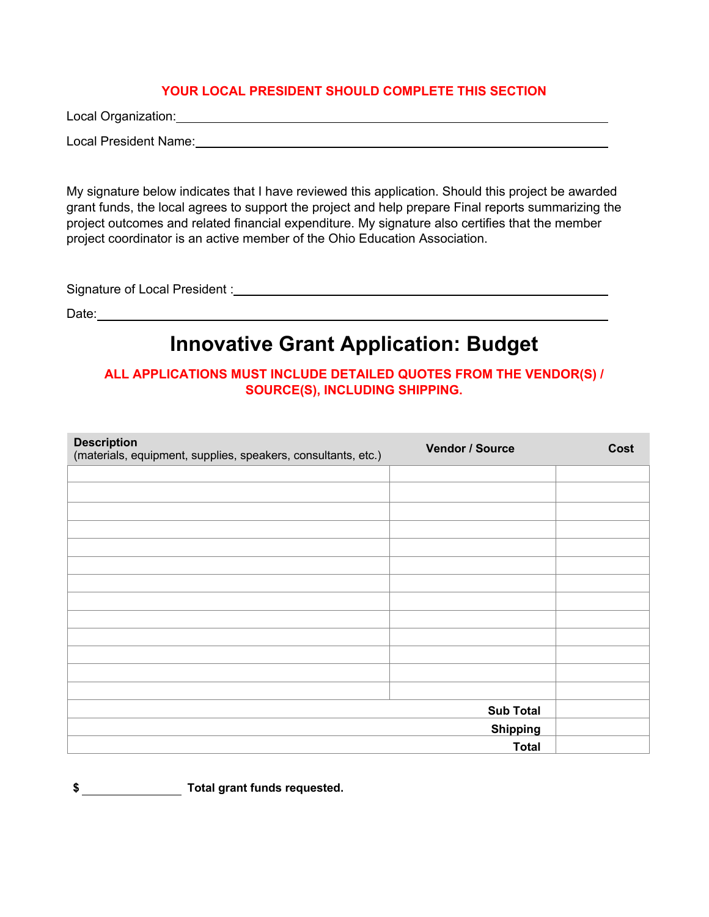**YOUR LOCAL PRESIDENT SHOULD COMPLETE THIS SECTION**

Local Organization: ______________________________________________

Local President Name: ______________________________________________

My signature below indicates that I have reviewed this application. Should this project be awarded grant funds, the local agrees to support the project and help prepare Final reports summarizing the project outcomes and related financial expenditure. My signature also certifies that the member project coordinator is an active member of the Ohio Education Association.

Signature of Local President : ______________________________________________

Date: ______________________________________________

# Innovative Grant Application: Budget

**ALL APPLICATIONS MUST INCLUDE DETAILED QUOTES FROM THE VENDOR(S) / SOURCE(S), INCLUDING SHIPPING.**

| **Description** (materials, equipment, supplies, speakers, consultants, etc.) | **Vendor / Source** | **Cost** |
|---|---|---|
| | | |
| | | |
| | | |
| | | |
| | | |
| | | |
| | | |
| | | |
| | | |
| | | |
| | | |
| | | |
| | | |
| | **Sub Total** | |
| | **Shipping** | |
| | **Total** | |

$ ______________ **Total grant funds requested.**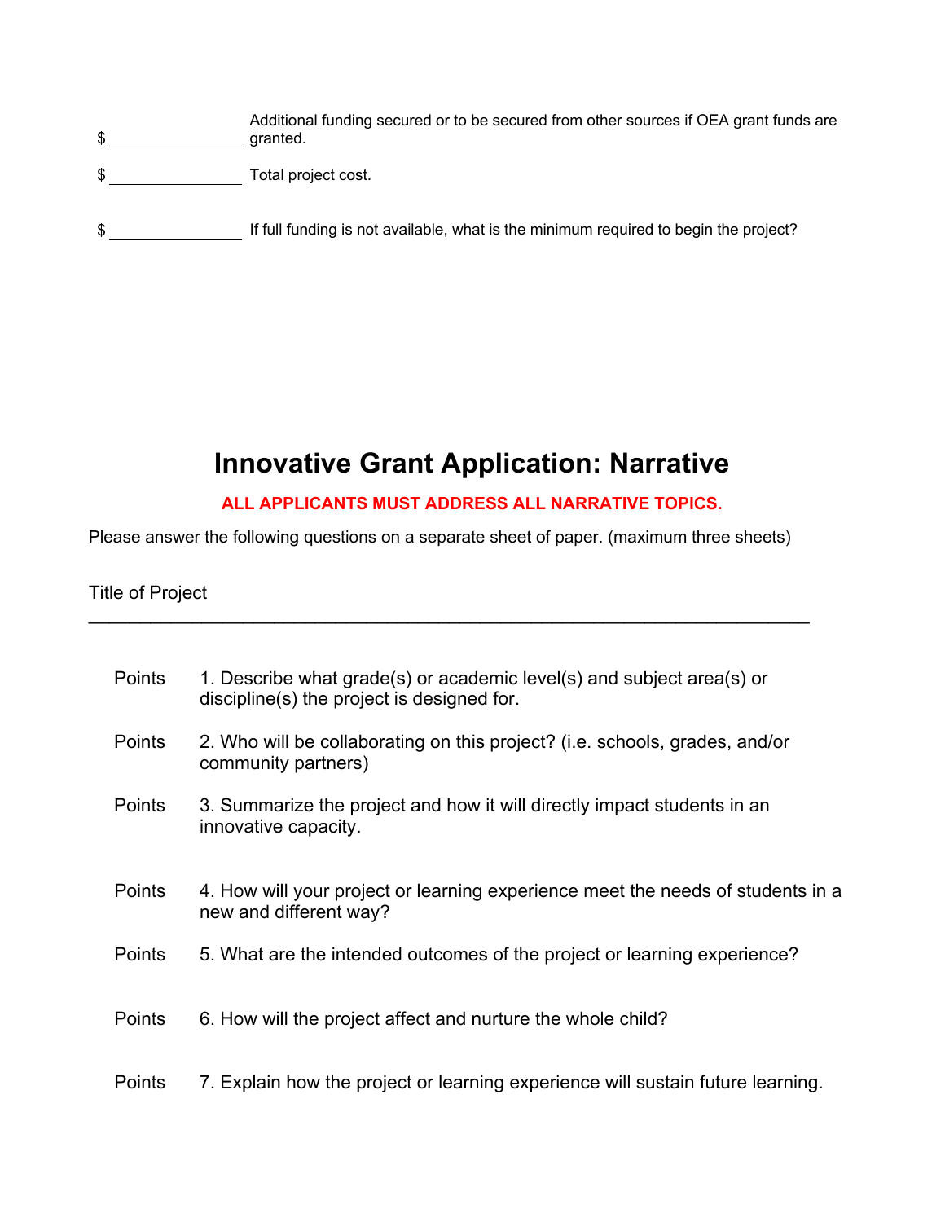$ _______________ Additional funding secured or to be secured from other sources if OEA grant funds are granted.

$ _______________ Total project cost.

$ _______________ If full funding is not available, what is the minimum required to begin the project?

# Innovative Grant Application: Narrative

**ALL APPLICANTS MUST ADDRESS ALL NARRATIVE TOPICS.**

Please answer the following questions on a separate sheet of paper. (maximum three sheets)

Title of Project ______________________________________________________________

Points 1. Describe what grade(s) or academic level(s) and subject area(s) or discipline(s) the project is designed for.

Points 2. Who will be collaborating on this project? (i.e. schools, grades, and/or community partners)

Points 3. Summarize the project and how it will directly impact students in an innovative capacity.

Points 4. How will your project or learning experience meet the needs of students in a new and different way?

Points 5. What are the intended outcomes of the project or learning experience?

Points 6. How will the project affect and nurture the whole child?

Points 7. Explain how the project or learning experience will sustain future learning.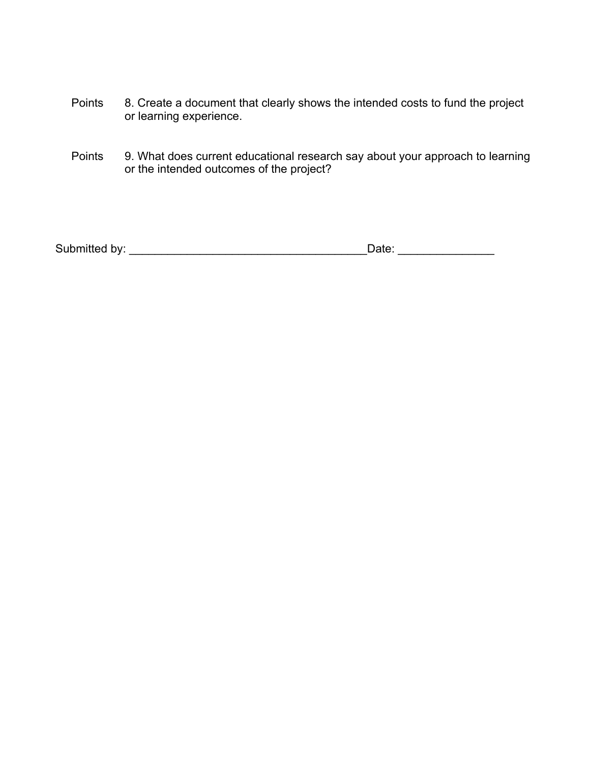Points 8. Create a document that clearly shows the intended costs to fund the project or learning experience.

Points 9. What does current educational research say about your approach to learning or the intended outcomes of the project?

Submitted by: ____________________________________Date: _______________